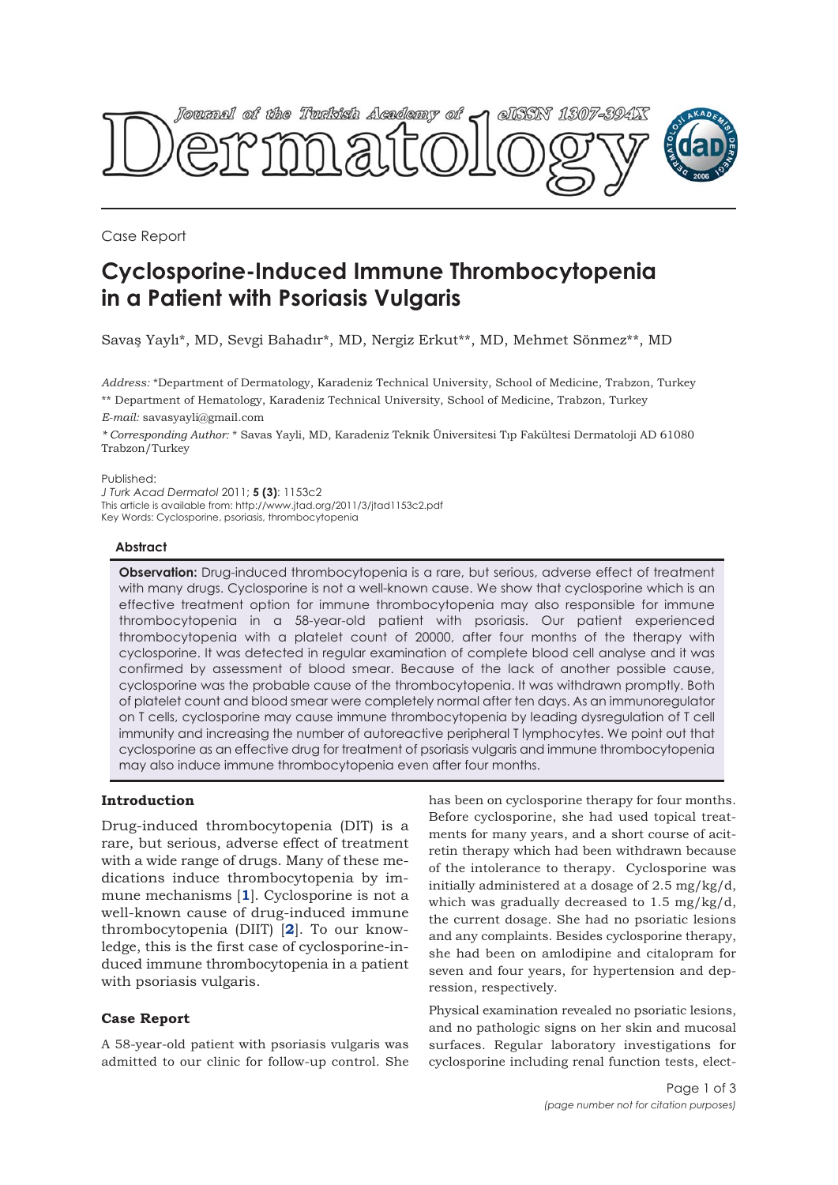Case Report

# Cyclosporine-Induced Immune Thrombocytopenia in a Patient with Psoriasis Vulgaris

Savaş Yaylı*, MD, Sevgi Bahadır*, MD, Nergiz Erkut**, MD, Mehmet Sönmez**, MD

*Address:* *Department of Dermatology, Karadeniz Technical University, School of Medicine, Trabzon, Turkey

** Department of Hematology, Karadeniz Technical University, School of Medicine, Trabzon, Turkey

*E-mail:* savasyayli@gmail.com

*\* Corresponding Author:* * Savas Yayli, MD, Karadeniz Teknik Üniversitesi Tıp Fakültesi Dermatoloji AD 61080 Trabzon/Turkey

Published:

*J Turk Acad Dermatol* 2011; **5 (3)**: 1153c2

This article is available from: http://www.jtad.org/2011/3/jtad1153c2.pdf

Key Words: Cyclosporine, psoriasis, thrombocytopenia

### Abstract

**Observation:** Drug-induced thrombocytopenia is a rare, but serious, adverse effect of treatment with many drugs. Cyclosporine is not a well-known cause. We show that cyclosporine which is an effective treatment option for immune thrombocytopenia may also responsible for immune thrombocytopenia in a 58-year-old patient with psoriasis. Our patient experienced thrombocytopenia with a platelet count of 20000, after four months of the therapy with cyclosporine. It was detected in regular examination of complete blood cell analyse and it was confirmed by assessment of blood smear. Because of the lack of another possible cause, cyclosporine was the probable cause of the thrombocytopenia. It was withdrawn promptly. Both of platelet count and blood smear were completely normal after ten days. As an immunoregulator on T cells, cyclosporine may cause immune thrombocytopenia by leading dysregulation of T cell immunity and increasing the number of autoreactive peripheral T lymphocytes. We point out that cyclosporine as an effective drug for treatment of psoriasis vulgaris and immune thrombocytopenia may also induce immune thrombocytopenia even after four months.

## Introduction

Drug-induced thrombocytopenia (DIT) is a rare, but serious, adverse effect of treatment with a wide range of drugs. Many of these medications induce thrombocytopenia by immune mechanisms [1]. Cyclosporine is not a well-known cause of drug-induced immune thrombocytopenia (DIIT) [2]. To our knowledge, this is the first case of cyclosporine-induced immune thrombocytopenia in a patient with psoriasis vulgaris.

## Case Report

A 58-year-old patient with psoriasis vulgaris was admitted to our clinic for follow-up control. She has been on cyclosporine therapy for four months. Before cyclosporine, she had used topical treatments for many years, and a short course of acitretin therapy which had been withdrawn because of the intolerance to therapy. Cyclosporine was initially administered at a dosage of 2.5 mg/kg/d, which was gradually decreased to 1.5 mg/kg/d, the current dosage. She had no psoriatic lesions and any complaints. Besides cyclosporine therapy, she had been on amlodipine and citalopram for seven and four years, for hypertension and depression, respectively.

Physical examination revealed no psoriatic lesions, and no pathologic signs on her skin and mucosal surfaces. Regular laboratory investigations for cyclosporine including renal function tests, elect-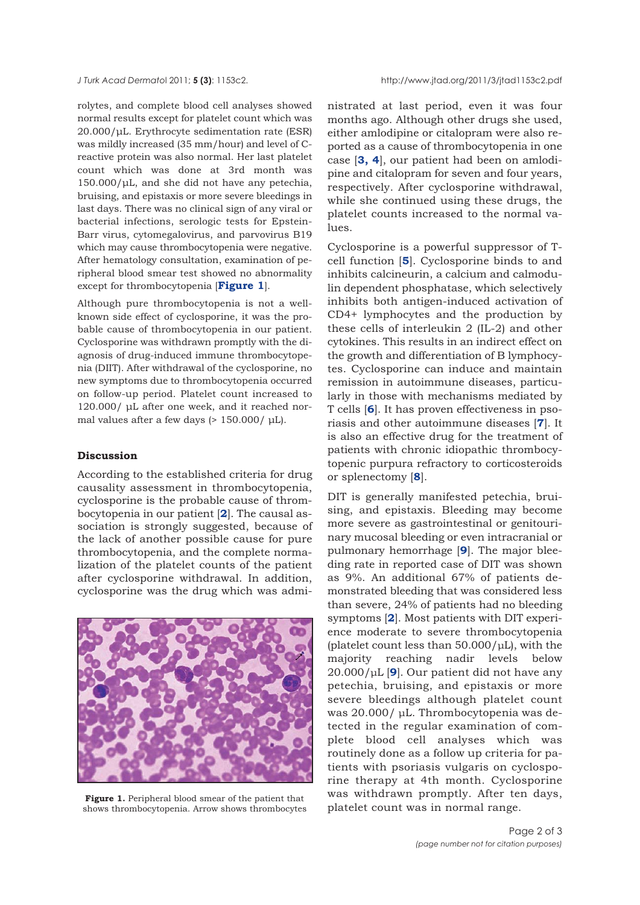rolytes, and complete blood cell analyses showed normal results except for platelet count which was 20.000/µL. Erythrocyte sedimentation rate (ESR) was mildly increased (35 mm/hour) and level of C-reactive protein was also normal. Her last platelet count which was done at 3rd month was 150.000/µL, and she did not have any petechia, bruising, and epistaxis or more severe bleedings in last days. There was no clinical sign of any viral or bacterial infections, serologic tests for Epstein-Barr virus, cytomegalovirus, and parvovirus B19 which may cause thrombocytopenia were negative. After hematology consultation, examination of peripheral blood smear test showed no abnormality except for thrombocytopenia [**Figure 1**].

Although pure thrombocytopenia is not a well-known side effect of cyclosporine, it was the probable cause of thrombocytopenia in our patient. Cyclosporine was withdrawn promptly with the diagnosis of drug-induced immune thrombocytopenia (DIIT). After withdrawal of the cyclosporine, no new symptoms due to thrombocytopenia occurred on follow-up period. Platelet count increased to 120.000/ µL after one week, and it reached normal values after a few days (> 150.000/ µL).

**Figure 1.** Peripheral blood smear of the patient that shows thrombocytopenia. Arrow shows thrombocytes

## Discussion

According to the established criteria for drug causality assessment in thrombocytopenia, cyclosporine is the probable cause of thrombocytopenia in our patient [**2**]. The causal association is strongly suggested, because of the lack of another possible cause for pure thrombocytopenia, and the complete normalization of the platelet counts of the patient after cyclosporine withdrawal. In addition, cyclosporine was the drug which was administrated at last period, even it was four months ago. Although other drugs she used, either amlodipine or citalopram were also reported as a cause of thrombocytopenia in one case [**3, 4**], our patient had been on amlodipine and citalopram for seven and four years, respectively. After cyclosporine withdrawal, while she continued using these drugs, the platelet counts increased to the normal values.

Cyclosporine is a powerful suppressor of T-cell function [**5**]. Cyclosporine binds to and inhibits calcineurin, a calcium and calmodulin dependent phosphatase, which selectively inhibits both antigen-induced activation of CD4+ lymphocytes and the production by these cells of interleukin 2 (IL-2) and other cytokines. This results in an indirect effect on the growth and differentiation of B lymphocytes. Cyclosporine can induce and maintain remission in autoimmune diseases, particularly in those with mechanisms mediated by T cells [**6**]. It has proven effectiveness in psoriasis and other autoimmune diseases [**7**]. It is also an effective drug for the treatment of patients with chronic idiopathic thrombocytopenic purpura refractory to corticosteroids or splenectomy [**8**].

DIT is generally manifested petechia, bruising, and epistaxis. Bleeding may become more severe as gastrointestinal or genitourinary mucosal bleeding or even intracranial or pulmonary hemorrhage [**9**]. The major bleeding rate in reported case of DIT was shown as 9%. An additional 67% of patients demonstrated bleeding that was considered less than severe, 24% of patients had no bleeding symptoms [**2**]. Most patients with DIT experience moderate to severe thrombocytopenia (platelet count less than 50.000/µL), with the majority reaching nadir levels below 20.000/µL [**9**]. Our patient did not have any petechia, bruising, and epistaxis or more severe bleedings although platelet count was 20.000/ µL. Thrombocytopenia was detected in the regular examination of complete blood cell analyses which was routinely done as a follow up criteria for patients with psoriasis vulgaris on cyclosporine therapy at 4th month. Cyclosporine was withdrawn promptly. After ten days, platelet count was in normal range.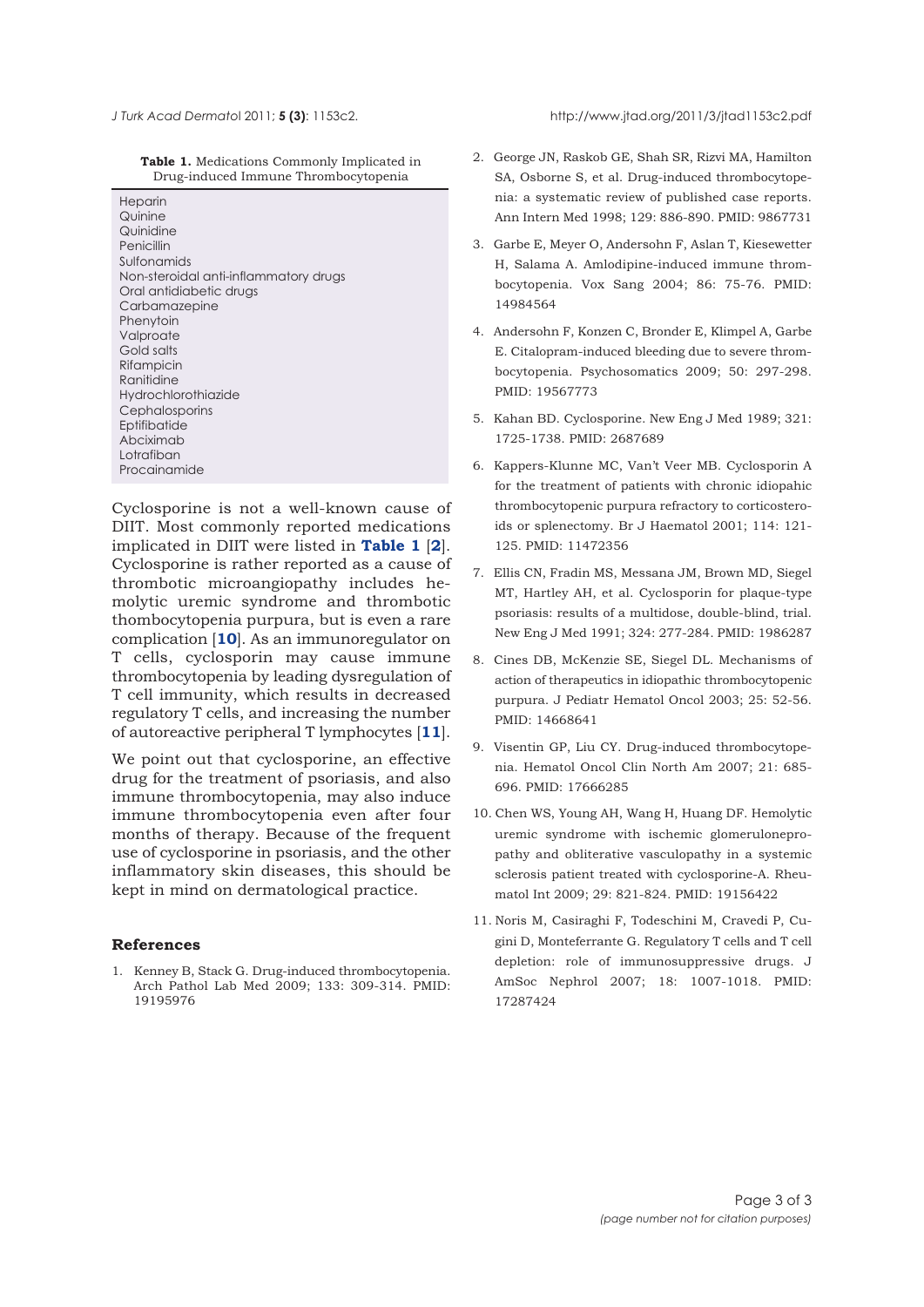**Table 1.** Medications Commonly Implicated in Drug-induced Immune Thrombocytopenia

| |
|---|
| Heparin |
| Quinine |
| Quinidine |
| Penicillin |
| Sulfonamids |
| Non-steroidal anti-inflammatory drugs |
| Oral antidiabetic drugs |
| Carbamazepine |
| Phenytoin |
| Valproate |
| Gold salts |
| Rifampicin |
| Ranitidine |
| Hydrochlorothiazide |
| Cephalosporins |
| Eptifibatide |
| Abciximab |
| Lotrafiban |
| Procainamide |

Cyclosporine is not a well-known cause of DIIT. Most commonly reported medications implicated in DIIT were listed in **Table 1** [**2**]. Cyclosporine is rather reported as a cause of thrombotic microangiopathy includes hemolytic uremic syndrome and thrombotic thombocytopenia purpura, but is even a rare complication [**10**]. As an immunoregulator on T cells, cyclosporin may cause immune thrombocytopenia by leading dysregulation of T cell immunity, which results in decreased regulatory T cells, and increasing the number of autoreactive peripheral T lymphocytes [**11**].

We point out that cyclosporine, an effective drug for the treatment of psoriasis, and also immune thrombocytopenia, may also induce immune thrombocytopenia even after four months of therapy. Because of the frequent use of cyclosporine in psoriasis, and the other inflammatory skin diseases, this should be kept in mind on dermatological practice.

## References

1. Kenney B, Stack G. Drug-induced thrombocytopenia. Arch Pathol Lab Med 2009; 133: 309-314. PMID: 19195976
2. George JN, Raskob GE, Shah SR, Rizvi MA, Hamilton SA, Osborne S, et al. Drug-induced thrombocytopenia: a systematic review of published case reports. Ann Intern Med 1998; 129: 886-890. PMID: 9867731
3. Garbe E, Meyer O, Andersohn F, Aslan T, Kiesewetter H, Salama A. Amlodipine-induced immune thrombocytopenia. Vox Sang 2004; 86: 75-76. PMID: 14984564
4. Andersohn F, Konzen C, Bronder E, Klimpel A, Garbe E. Citalopram-induced bleeding due to severe thrombocytopenia. Psychosomatics 2009; 50: 297-298. PMID: 19567773
5. Kahan BD. Cyclosporine. New Eng J Med 1989; 321: 1725-1738. PMID: 2687689
6. Kappers-Klunne MC, Van't Veer MB. Cyclosporin A for the treatment of patients with chronic idiopahic thrombocytopenic purpura refractory to corticosteroids or splenectomy. Br J Haematol 2001; 114: 121-125. PMID: 11472356
7. Ellis CN, Fradin MS, Messana JM, Brown MD, Siegel MT, Hartley AH, et al. Cyclosporin for plaque-type psoriasis: results of a multidose, double-blind, trial. New Eng J Med 1991; 324: 277-284. PMID: 1986287
8. Cines DB, McKenzie SE, Siegel DL. Mechanisms of action of therapeutics in idiopathic thrombocytopenic purpura. J Pediatr Hematol Oncol 2003; 25: 52-56. PMID: 14668641
9. Visentin GP, Liu CY. Drug-induced thrombocytopenia. Hematol Oncol Clin North Am 2007; 21: 685-696. PMID: 17666285
10. Chen WS, Young AH, Wang H, Huang DF. Hemolytic uremic syndrome with ischemic glomerulonepropathy and obliterative vasculopathy in a systemic sclerosis patient treated with cyclosporine-A. Rheumatol Int 2009; 29: 821-824. PMID: 19156422
11. Noris M, Casiraghi F, Todeschini M, Cravedi P, Cugini D, Monteferrante G. Regulatory T cells and T cell depletion: role of immunosuppressive drugs. J AmSoc Nephrol 2007; 18: 1007-1018. PMID: 17287424